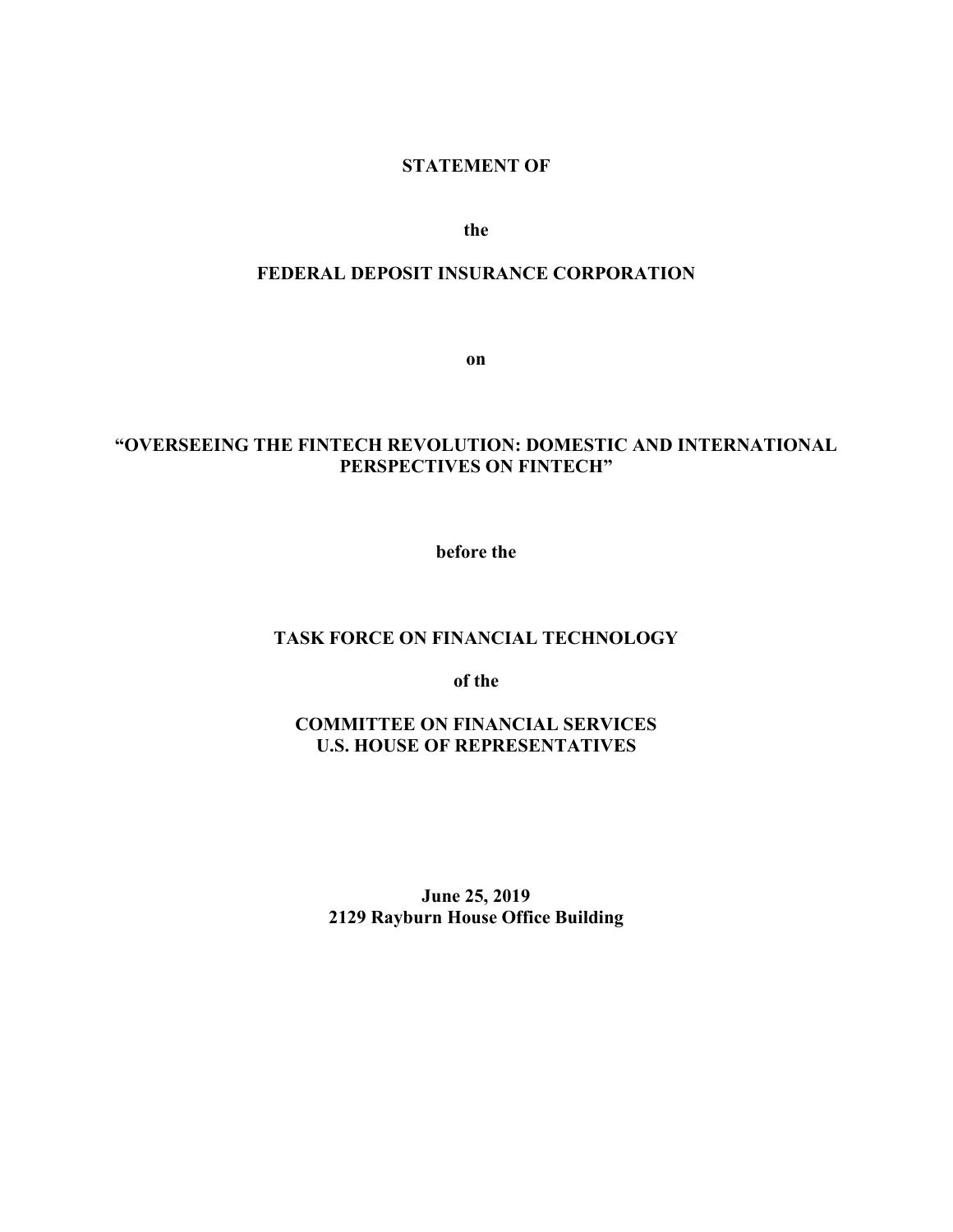**STATEMENT OF**

**the**

**FEDERAL DEPOSIT INSURANCE CORPORATION**

**on**

**"OVERSEEING THE FINTECH REVOLUTION: DOMESTIC AND INTERNATIONAL PERSPECTIVES ON FINTECH"**

**before the**

**TASK FORCE ON FINANCIAL TECHNOLOGY**

**of the**

**COMMITTEE ON FINANCIAL SERVICES**
**U.S. HOUSE OF REPRESENTATIVES**

**June 25, 2019**
**2129 Rayburn House Office Building**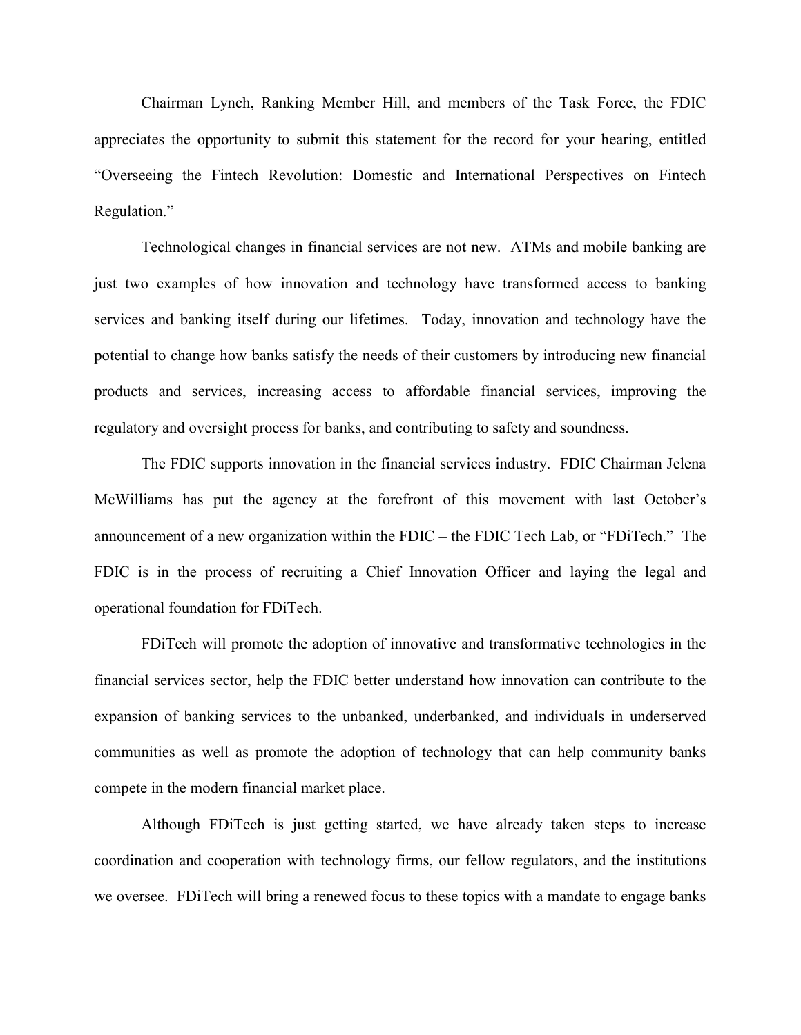Chairman Lynch, Ranking Member Hill, and members of the Task Force, the FDIC appreciates the opportunity to submit this statement for the record for your hearing, entitled "Overseeing the Fintech Revolution: Domestic and International Perspectives on Fintech Regulation."

Technological changes in financial services are not new. ATMs and mobile banking are just two examples of how innovation and technology have transformed access to banking services and banking itself during our lifetimes. Today, innovation and technology have the potential to change how banks satisfy the needs of their customers by introducing new financial products and services, increasing access to affordable financial services, improving the regulatory and oversight process for banks, and contributing to safety and soundness.

The FDIC supports innovation in the financial services industry. FDIC Chairman Jelena McWilliams has put the agency at the forefront of this movement with last October's announcement of a new organization within the FDIC – the FDIC Tech Lab, or "FDiTech." The FDIC is in the process of recruiting a Chief Innovation Officer and laying the legal and operational foundation for FDiTech.

FDiTech will promote the adoption of innovative and transformative technologies in the financial services sector, help the FDIC better understand how innovation can contribute to the expansion of banking services to the unbanked, underbanked, and individuals in underserved communities as well as promote the adoption of technology that can help community banks compete in the modern financial market place.

Although FDiTech is just getting started, we have already taken steps to increase coordination and cooperation with technology firms, our fellow regulators, and the institutions we oversee. FDiTech will bring a renewed focus to these topics with a mandate to engage banks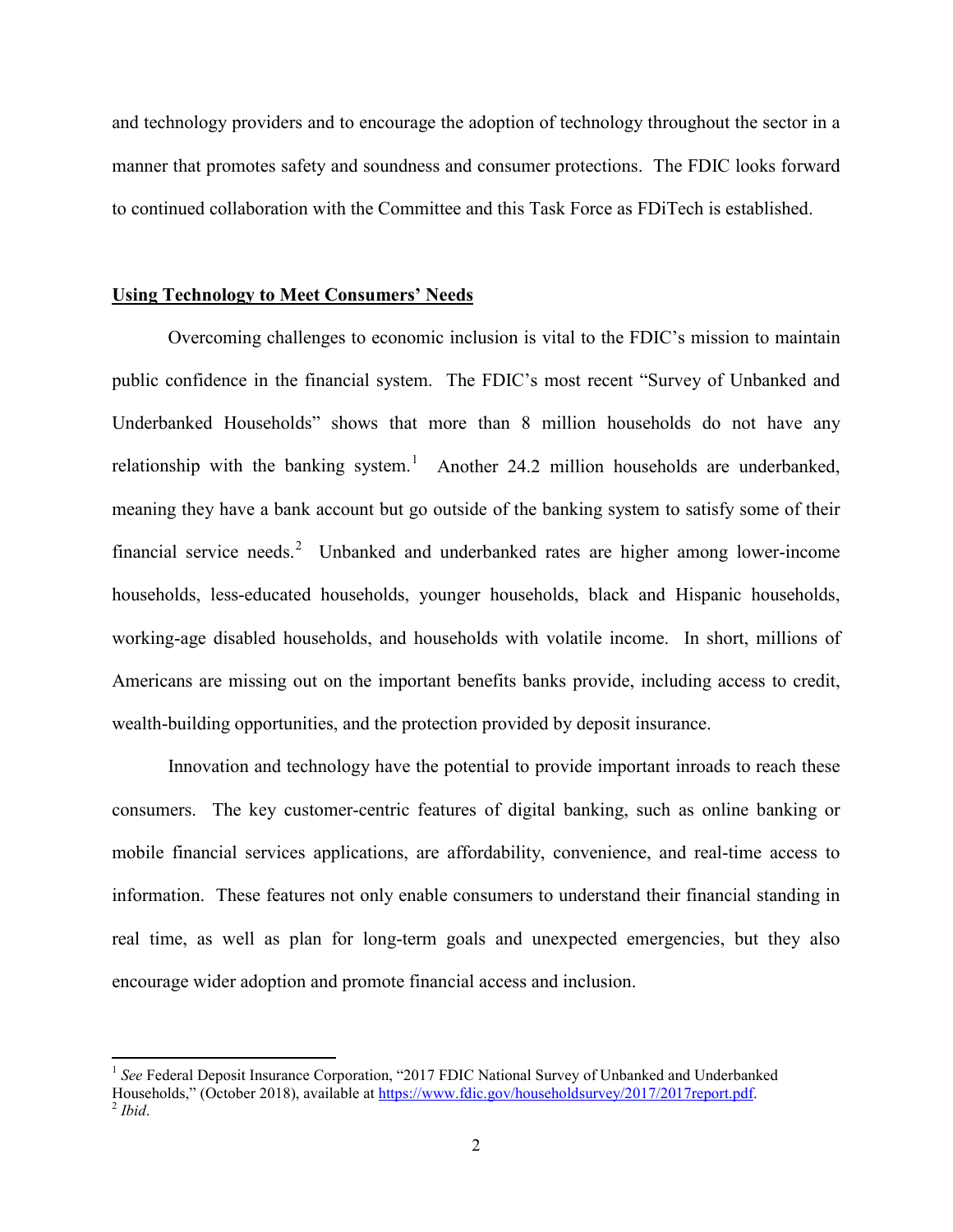and technology providers and to encourage the adoption of technology throughout the sector in a manner that promotes safety and soundness and consumer protections. The FDIC looks forward to continued collaboration with the Committee and this Task Force as FDiTech is established.

**Using Technology to Meet Consumers' Needs**

Overcoming challenges to economic inclusion is vital to the FDIC's mission to maintain public confidence in the financial system. The FDIC's most recent "Survey of Unbanked and Underbanked Households" shows that more than 8 million households do not have any relationship with the banking system.[1] Another 24.2 million households are underbanked, meaning they have a bank account but go outside of the banking system to satisfy some of their financial service needs.[2] Unbanked and underbanked rates are higher among lower-income households, less-educated households, younger households, black and Hispanic households, working-age disabled households, and households with volatile income. In short, millions of Americans are missing out on the important benefits banks provide, including access to credit, wealth-building opportunities, and the protection provided by deposit insurance.

Innovation and technology have the potential to provide important inroads to reach these consumers. The key customer-centric features of digital banking, such as online banking or mobile financial services applications, are affordability, convenience, and real-time access to information. These features not only enable consumers to understand their financial standing in real time, as well as plan for long-term goals and unexpected emergencies, but they also encourage wider adoption and promote financial access and inclusion.

---

[1] *See* Federal Deposit Insurance Corporation, "2017 FDIC National Survey of Unbanked and Underbanked Households," (October 2018), available at https://www.fdic.gov/householdsurvey/2017/2017report.pdf.

[2] *Ibid*.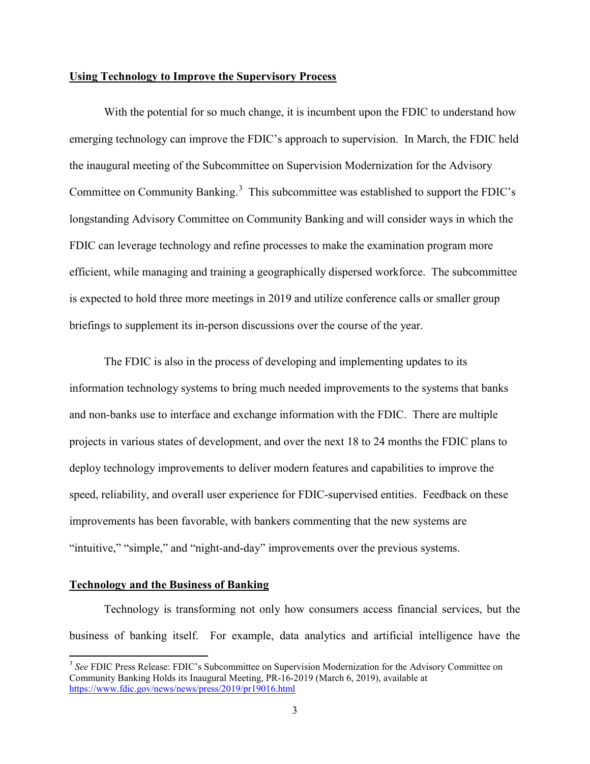**Using Technology to Improve the Supervisory Process**

With the potential for so much change, it is incumbent upon the FDIC to understand how emerging technology can improve the FDIC's approach to supervision. In March, the FDIC held the inaugural meeting of the Subcommittee on Supervision Modernization for the Advisory Committee on Community Banking.[3] This subcommittee was established to support the FDIC's longstanding Advisory Committee on Community Banking and will consider ways in which the FDIC can leverage technology and refine processes to make the examination program more efficient, while managing and training a geographically dispersed workforce. The subcommittee is expected to hold three more meetings in 2019 and utilize conference calls or smaller group briefings to supplement its in-person discussions over the course of the year.

The FDIC is also in the process of developing and implementing updates to its information technology systems to bring much needed improvements to the systems that banks and non-banks use to interface and exchange information with the FDIC. There are multiple projects in various states of development, and over the next 18 to 24 months the FDIC plans to deploy technology improvements to deliver modern features and capabilities to improve the speed, reliability, and overall user experience for FDIC-supervised entities. Feedback on these improvements has been favorable, with bankers commenting that the new systems are "intuitive," "simple," and "night-and-day" improvements over the previous systems.

**Technology and the Business of Banking**

Technology is transforming not only how consumers access financial services, but the business of banking itself. For example, data analytics and artificial intelligence have the

[3] *See* FDIC Press Release: FDIC's Subcommittee on Supervision Modernization for the Advisory Committee on Community Banking Holds its Inaugural Meeting, PR-16-2019 (March 6, 2019), available at https://www.fdic.gov/news/news/press/2019/pr19016.html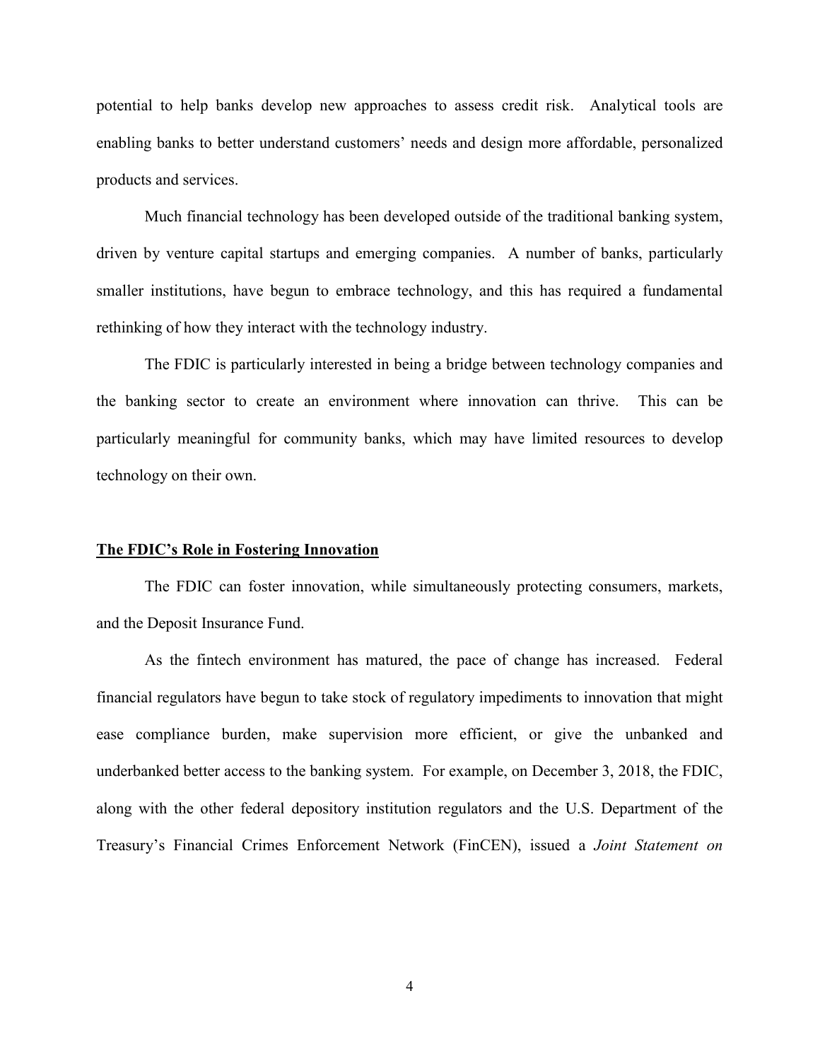potential to help banks develop new approaches to assess credit risk. Analytical tools are enabling banks to better understand customers' needs and design more affordable, personalized products and services.

Much financial technology has been developed outside of the traditional banking system, driven by venture capital startups and emerging companies. A number of banks, particularly smaller institutions, have begun to embrace technology, and this has required a fundamental rethinking of how they interact with the technology industry.

The FDIC is particularly interested in being a bridge between technology companies and the banking sector to create an environment where innovation can thrive. This can be particularly meaningful for community banks, which may have limited resources to develop technology on their own.

## The FDIC's Role in Fostering Innovation

The FDIC can foster innovation, while simultaneously protecting consumers, markets, and the Deposit Insurance Fund.

As the fintech environment has matured, the pace of change has increased. Federal financial regulators have begun to take stock of regulatory impediments to innovation that might ease compliance burden, make supervision more efficient, or give the unbanked and underbanked better access to the banking system. For example, on December 3, 2018, the FDIC, along with the other federal depository institution regulators and the U.S. Department of the Treasury's Financial Crimes Enforcement Network (FinCEN), issued a *Joint Statement on*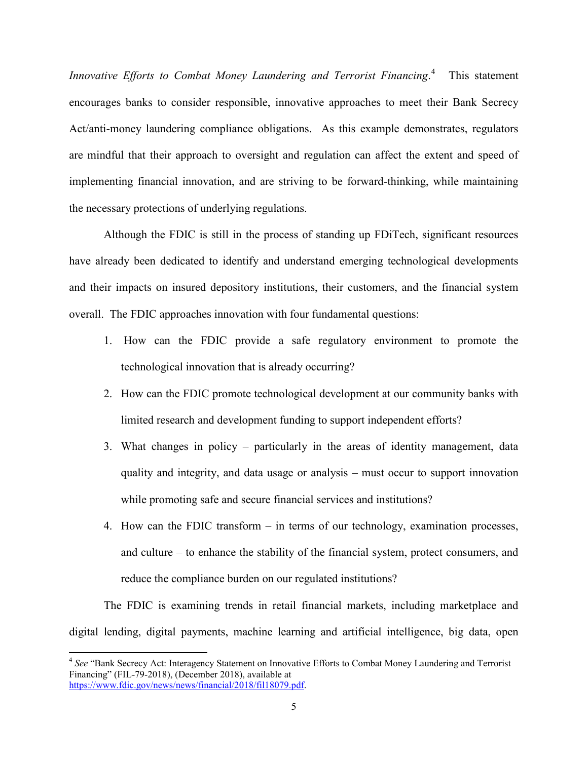*Innovative Efforts to Combat Money Laundering and Terrorist Financing*.[4] This statement encourages banks to consider responsible, innovative approaches to meet their Bank Secrecy Act/anti-money laundering compliance obligations. As this example demonstrates, regulators are mindful that their approach to oversight and regulation can affect the extent and speed of implementing financial innovation, and are striving to be forward-thinking, while maintaining the necessary protections of underlying regulations.

Although the FDIC is still in the process of standing up FDiTech, significant resources have already been dedicated to identify and understand emerging technological developments and their impacts on insured depository institutions, their customers, and the financial system overall. The FDIC approaches innovation with four fundamental questions:

1. How can the FDIC provide a safe regulatory environment to promote the technological innovation that is already occurring?
2. How can the FDIC promote technological development at our community banks with limited research and development funding to support independent efforts?
3. What changes in policy – particularly in the areas of identity management, data quality and integrity, and data usage or analysis – must occur to support innovation while promoting safe and secure financial services and institutions?
4. How can the FDIC transform – in terms of our technology, examination processes, and culture – to enhance the stability of the financial system, protect consumers, and reduce the compliance burden on our regulated institutions?

The FDIC is examining trends in retail financial markets, including marketplace and digital lending, digital payments, machine learning and artificial intelligence, big data, open

---

[4] *See* "Bank Secrecy Act: Interagency Statement on Innovative Efforts to Combat Money Laundering and Terrorist Financing" (FIL-79-2018), (December 2018), available at https://www.fdic.gov/news/news/financial/2018/fil18079.pdf.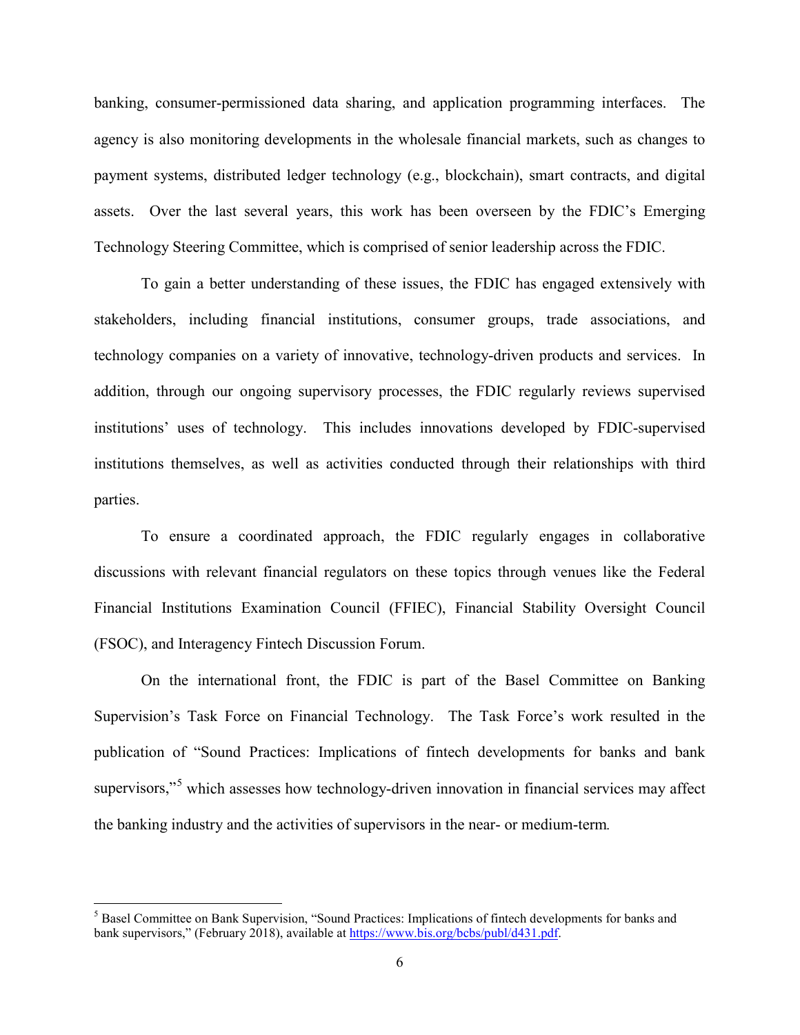banking, consumer-permissioned data sharing, and application programming interfaces. The agency is also monitoring developments in the wholesale financial markets, such as changes to payment systems, distributed ledger technology (e.g., blockchain), smart contracts, and digital assets. Over the last several years, this work has been overseen by the FDIC's Emerging Technology Steering Committee, which is comprised of senior leadership across the FDIC.

To gain a better understanding of these issues, the FDIC has engaged extensively with stakeholders, including financial institutions, consumer groups, trade associations, and technology companies on a variety of innovative, technology-driven products and services. In addition, through our ongoing supervisory processes, the FDIC regularly reviews supervised institutions' uses of technology. This includes innovations developed by FDIC-supervised institutions themselves, as well as activities conducted through their relationships with third parties.

To ensure a coordinated approach, the FDIC regularly engages in collaborative discussions with relevant financial regulators on these topics through venues like the Federal Financial Institutions Examination Council (FFIEC), Financial Stability Oversight Council (FSOC), and Interagency Fintech Discussion Forum.

On the international front, the FDIC is part of the Basel Committee on Banking Supervision's Task Force on Financial Technology. The Task Force's work resulted in the publication of "Sound Practices: Implications of fintech developments for banks and bank supervisors,"[5] which assesses how technology-driven innovation in financial services may affect the banking industry and the activities of supervisors in the near- or medium-term.

---

[5] Basel Committee on Bank Supervision, "Sound Practices: Implications of fintech developments for banks and bank supervisors," (February 2018), available at https://www.bis.org/bcbs/publ/d431.pdf.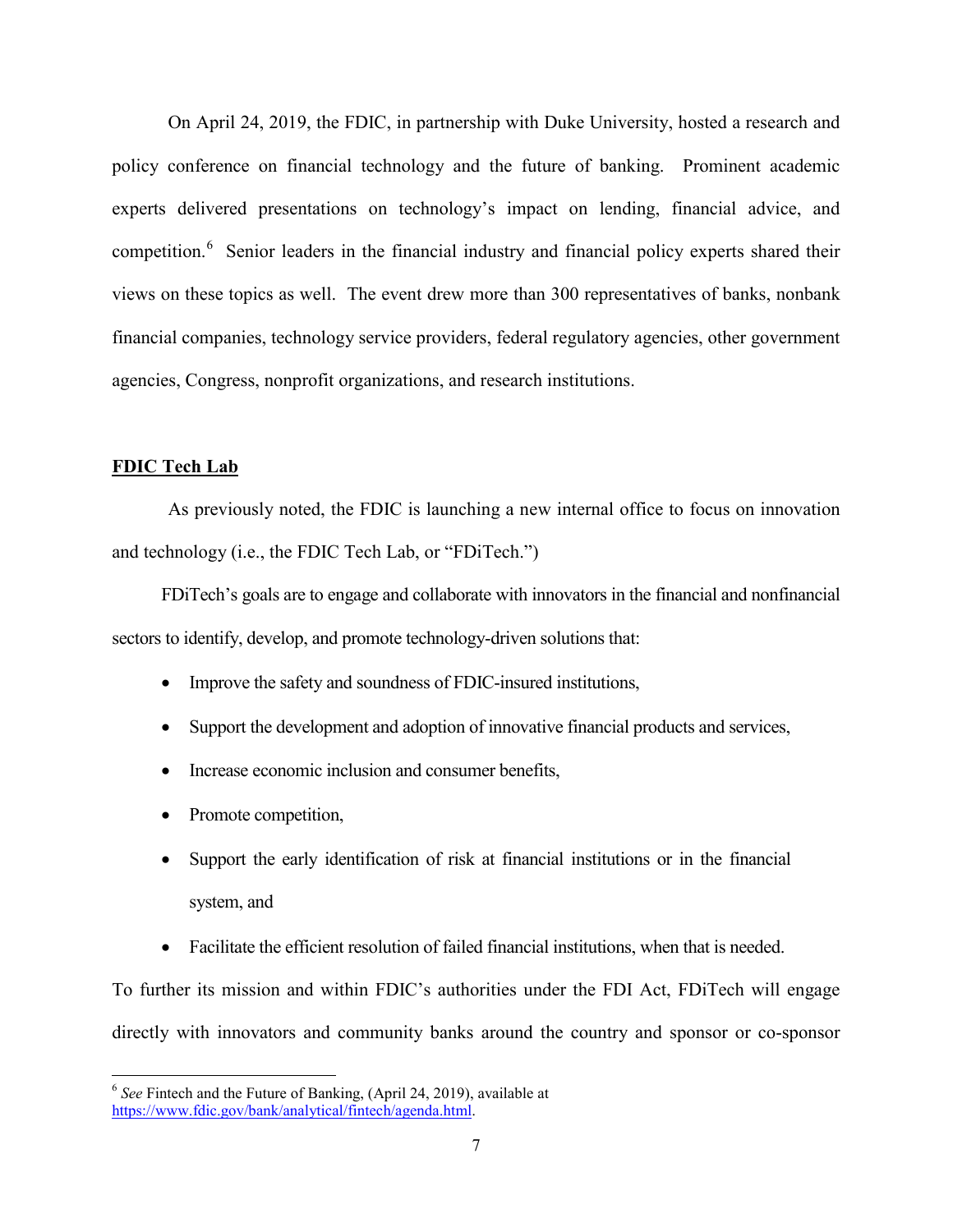On April 24, 2019, the FDIC, in partnership with Duke University, hosted a research and policy conference on financial technology and the future of banking. Prominent academic experts delivered presentations on technology's impact on lending, financial advice, and competition.[6] Senior leaders in the financial industry and financial policy experts shared their views on these topics as well. The event drew more than 300 representatives of banks, nonbank financial companies, technology service providers, federal regulatory agencies, other government agencies, Congress, nonprofit organizations, and research institutions.

**FDIC Tech Lab**

As previously noted, the FDIC is launching a new internal office to focus on innovation and technology (i.e., the FDIC Tech Lab, or "FDiTech.")

FDiTech's goals are to engage and collaborate with innovators in the financial and nonfinancial sectors to identify, develop, and promote technology-driven solutions that:

- Improve the safety and soundness of FDIC-insured institutions,
- Support the development and adoption of innovative financial products and services,
- Increase economic inclusion and consumer benefits,
- Promote competition,
- Support the early identification of risk at financial institutions or in the financial system, and
- Facilitate the efficient resolution of failed financial institutions, when that is needed.

To further its mission and within FDIC's authorities under the FDI Act, FDiTech will engage directly with innovators and community banks around the country and sponsor or co-sponsor

---

[6] *See* Fintech and the Future of Banking, (April 24, 2019), available at https://www.fdic.gov/bank/analytical/fintech/agenda.html.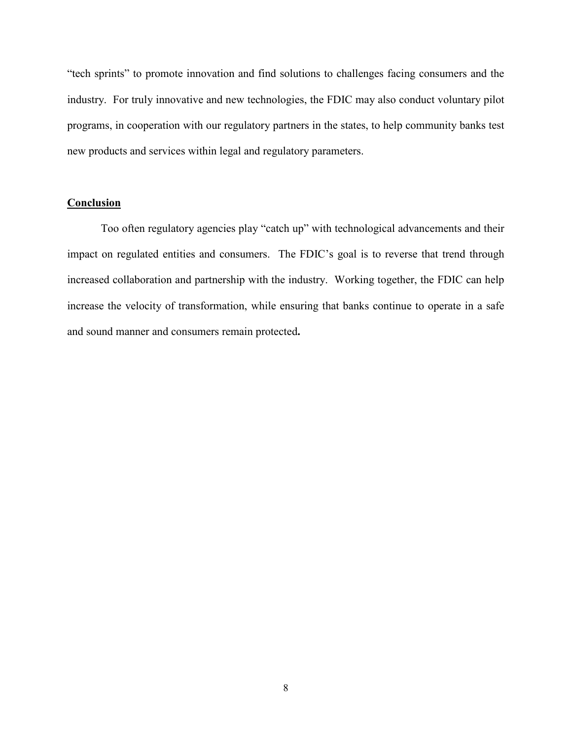"tech sprints" to promote innovation and find solutions to challenges facing consumers and the industry. For truly innovative and new technologies, the FDIC may also conduct voluntary pilot programs, in cooperation with our regulatory partners in the states, to help community banks test new products and services within legal and regulatory parameters.

## Conclusion

Too often regulatory agencies play "catch up" with technological advancements and their impact on regulated entities and consumers. The FDIC's goal is to reverse that trend through increased collaboration and partnership with the industry. Working together, the FDIC can help increase the velocity of transformation, while ensuring that banks continue to operate in a safe and sound manner and consumers remain protected**.**